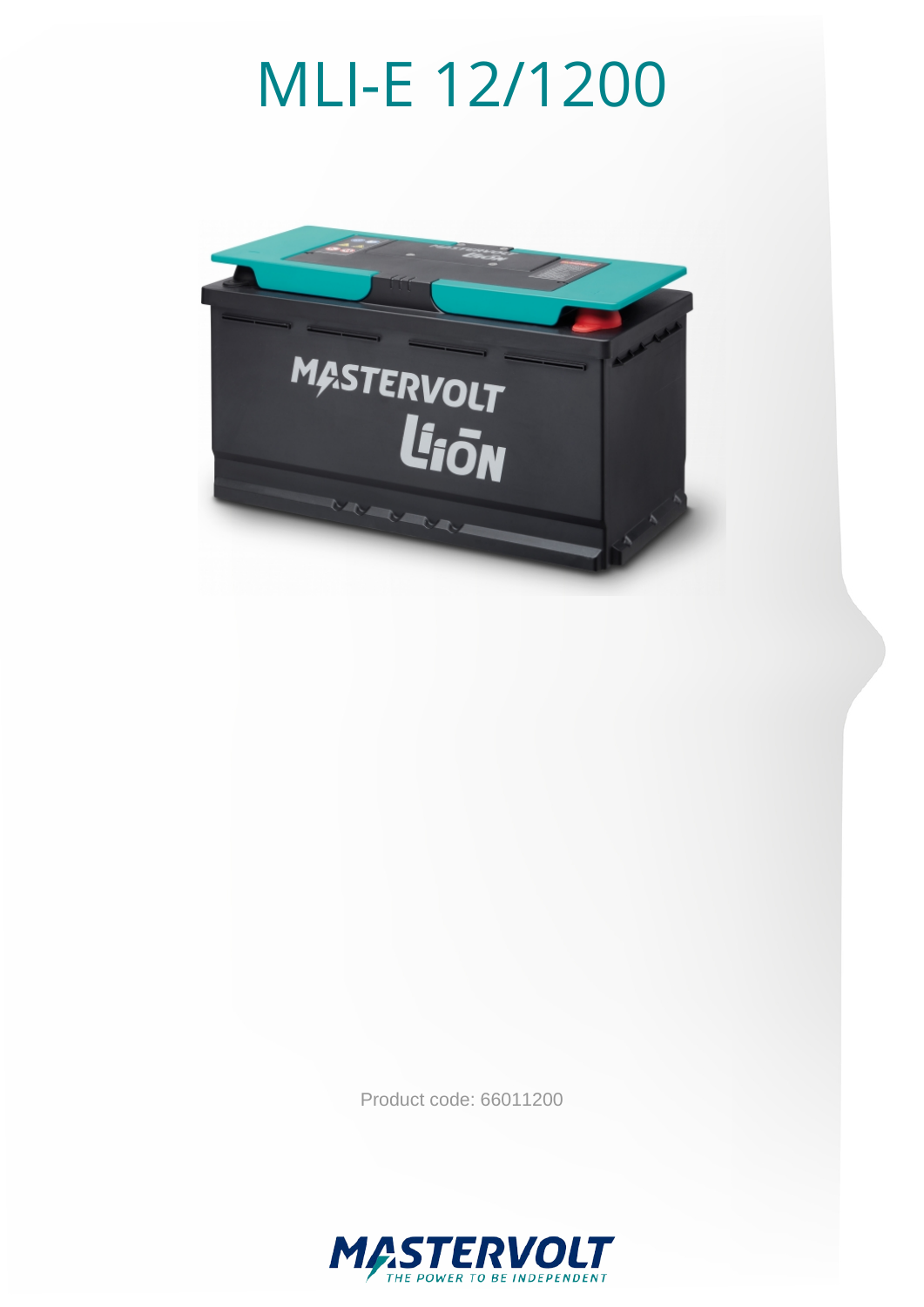# MLI-E 12/1200

Product code: 66011200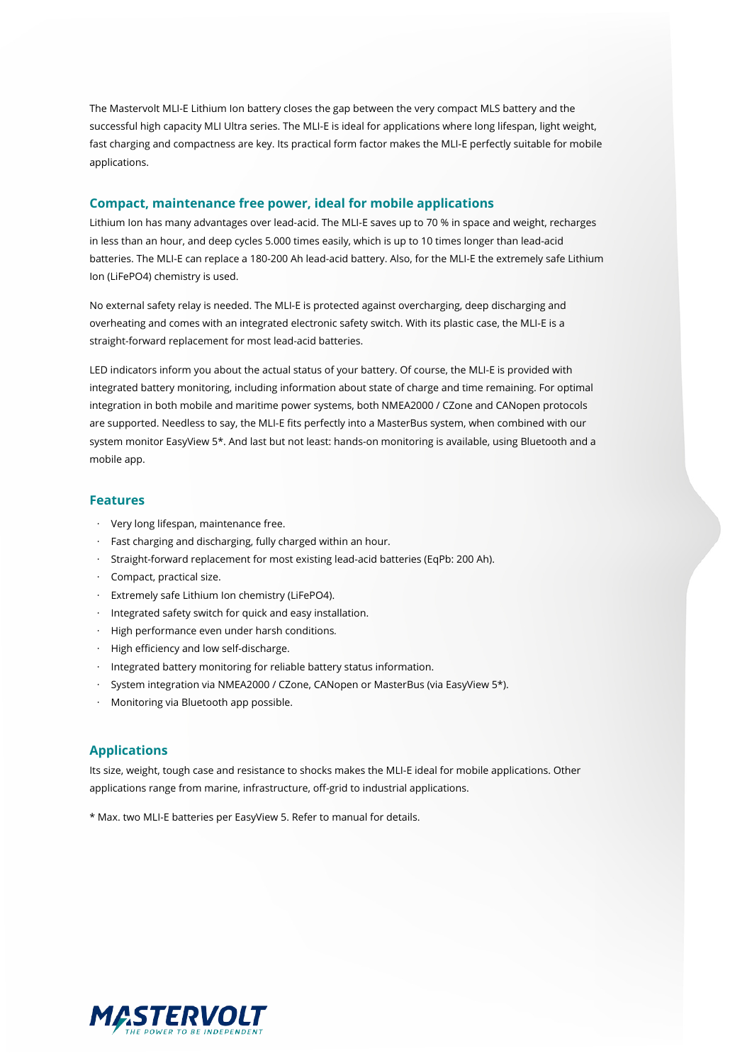The Mastervolt MLI-E Lithium Ion battery closes the gap between the very compact MLS battery and the successful high capacity MLI Ultra series. The MLI-E is ideal for applications where long lifespan, light weight, fast charging and compactness are key. Its practical form factor makes the MLI-E perfectly suitable for mobile applications.

## Compact, maintenance free power, ideal for mobile applications

Lithium Ion has many advantages over lead-acid. The MLI-E saves up to 70 % in space and weight, recharges in less than an hour, and deep cycles 5.000 times easily, which is up to 10 times longer than lead-acid batteries. The MLI-E can replace a 180-200 Ah lead-acid battery. Also, for the MLI-E the extremely safe Lithium Ion (LiFePO4) chemistry is used.

No external safety relay is needed. The MLI-E is protected against overcharging, deep discharging and overheating and comes with an integrated electronic safety switch. With its plastic case, the MLI-E is a straight-forward replacement for most lead-acid batteries.

LED indicators inform you about the actual status of your battery. Of course, the MLI-E is provided with integrated battery monitoring, including information about state of charge and time remaining. For optimal integration in both mobile and maritime power systems, both NMEA2000 / CZone and CANopen protocols are supported. Needless to say, the MLI-E fits perfectly into a MasterBus system, when combined with our system monitor EasyView 5*. And last but not least: hands-on monitoring is available, using Bluetooth and a mobile app.

## Features

- Very long lifespan, maintenance free.
- Fast charging and discharging, fully charged within an hour.
- Straight-forward replacement for most existing lead-acid batteries (EqPb: 200 Ah).
- Compact, practical size.
- Extremely safe Lithium Ion chemistry (LiFePO4).
- Integrated safety switch for quick and easy installation.
- High performance even under harsh conditions.
- High efficiency and low self-discharge.
- Integrated battery monitoring for reliable battery status information.
- System integration via NMEA2000 / CZone, CANopen or MasterBus (via EasyView 5*).
- Monitoring via Bluetooth app possible.

## Applications

Its size, weight, tough case and resistance to shocks makes the MLI-E ideal for mobile applications. Other applications range from marine, infrastructure, off-grid to industrial applications.

* Max. two MLI-E batteries per EasyView 5. Refer to manual for details.

MASTERVOLT
THE POWER TO BE INDEPENDENT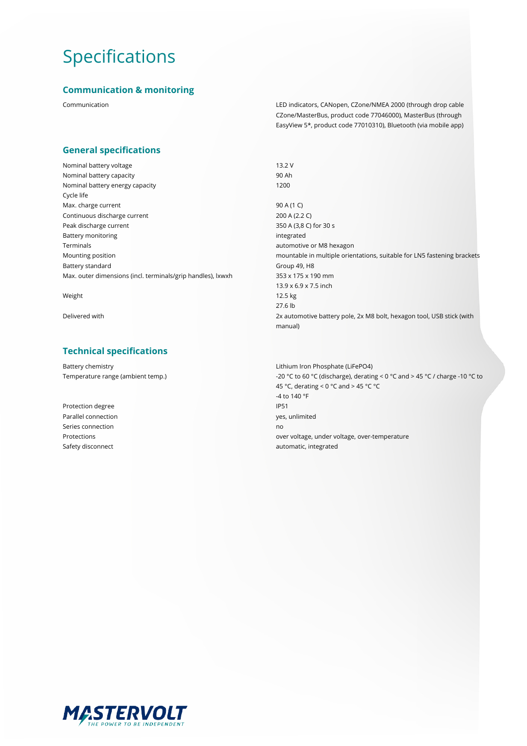# Specifications

## Communication & monitoring

| | |
|---|---|
| Communication | LED indicators, CANopen, CZone/NMEA 2000 (through drop cable CZone/MasterBus, product code 77046000), MasterBus (through EasyView 5*, product code 77010310), Bluetooth (via mobile app) |

## General specifications

| | |
|---|---|
| Nominal battery voltage | 13.2 V |
| Nominal battery capacity | 90 Ah |
| Nominal battery energy capacity | 1200 |
| Cycle life | |
| Max. charge current | 90 A (1 C) |
| Continuous discharge current | 200 A (2.2 C) |
| Peak discharge current | 350 A (3,8 C) for 30 s |
| Battery monitoring | integrated |
| Terminals | automotive or M8 hexagon |
| Mounting position | mountable in multiple orientations, suitable for LN5 fastening brackets |
| Battery standard | Group 49, H8 |
| Max. outer dimensions (incl. terminals/grip handles), lxwxh | 353 x 175 x 190 mm<br>13.9 x 6.9 x 7.5 inch |
| Weight | 12.5 kg<br>27.6 lb |
| Delivered with | 2x automotive battery pole, 2x M8 bolt, hexagon tool, USB stick (with manual) |

## Technical specifications

| | |
|---|---|
| Battery chemistry | Lithium Iron Phosphate (LiFePO4) |
| Temperature range (ambient temp.) | -20 °C to 60 °C (discharge), derating < 0 °C and > 45 °C / charge -10 °C to 45 °C, derating < 0 °C and > 45 °C °C<br>-4 to 140 °F |
| Protection degree | IP51 |
| Parallel connection | yes, unlimited |
| Series connection | no |
| Protections | over voltage, under voltage, over-temperature |
| Safety disconnect | automatic, integrated |

MASTERVOLT
THE POWER TO BE INDEPENDENT